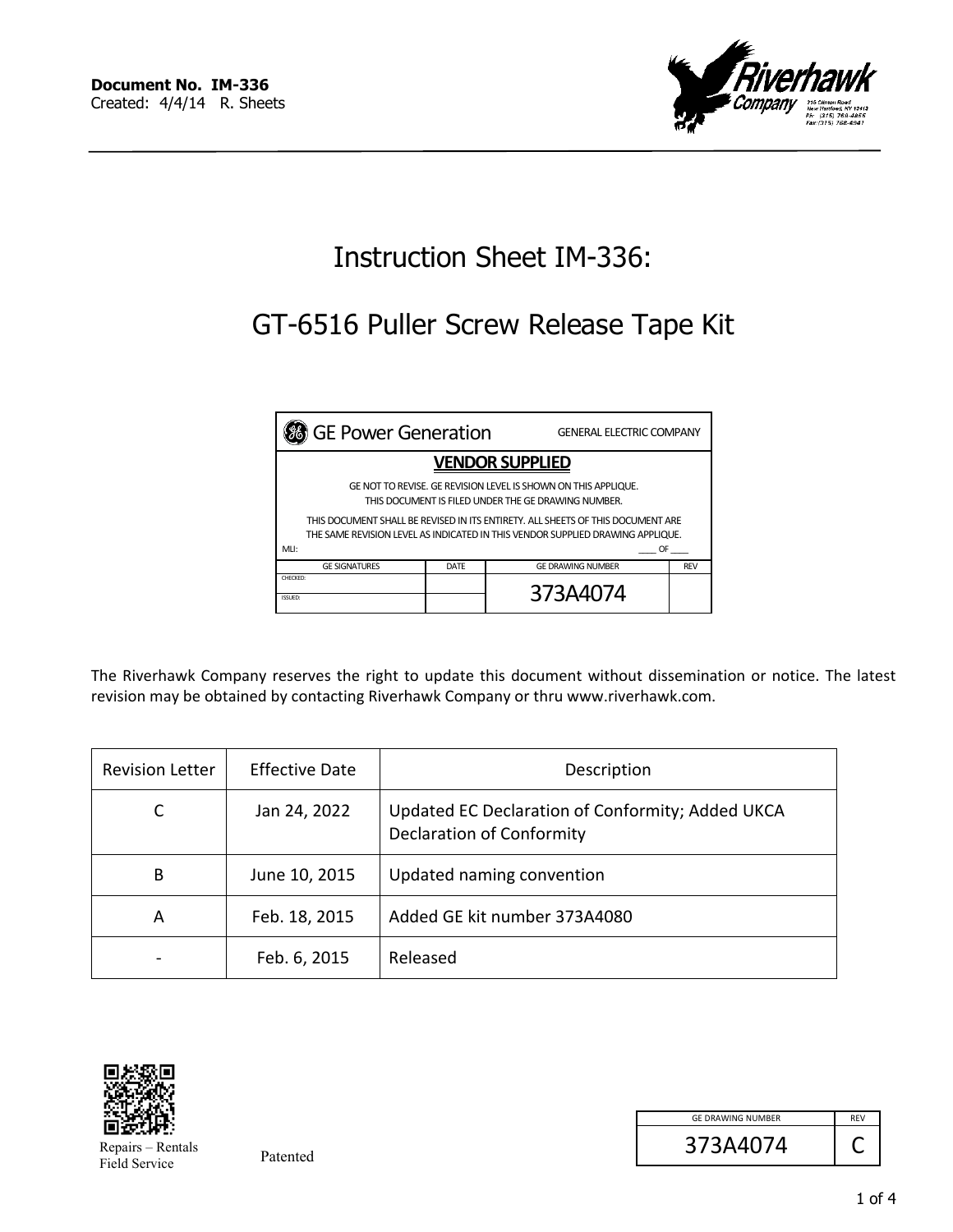**Document No. IM-336**
Created: 4/4/14 R. Sheets

Riverhawk Company
215 Clinton Road
New Hartford, NY 13413
Ph: (315) 768-4855
Fax (315) 768-4941

# Instruction Sheet IM-336:

# GT-6516 Puller Screw Release Tape Kit

| GE Power Generation | | GENERAL ELECTRIC COMPANY | |
|---|---|---|---|
| **VENDOR SUPPLIED** | | | |
| GE NOT TO REVISE. GE REVISION LEVEL IS SHOWN ON THIS APPLIQUE. THIS DOCUMENT IS FILED UNDER THE GE DRAWING NUMBER. | | | |
| THIS DOCUMENT SHALL BE REVISED IN ITS ENTIRETY. ALL SHEETS OF THIS DOCUMENT ARE THE SAME REVISION LEVEL AS INDICATED IN THIS VENDOR SUPPLIED DRAWING APPLIQUE. | | | |
| MLI: | | ____ OF ____ | |
| GE SIGNATURES | DATE | GE DRAWING NUMBER | REV |
| CHECKED: | | 373A4074 | |
| ISSUED: | | | |

The Riverhawk Company reserves the right to update this document without dissemination or notice. The latest revision may be obtained by contacting Riverhawk Company or thru www.riverhawk.com.

| Revision Letter | Effective Date | Description |
|---|---|---|
| C | Jan 24, 2022 | Updated EC Declaration of Conformity; Added UKCA Declaration of Conformity |
| B | June 10, 2015 | Updated naming convention |
| A | Feb. 18, 2015 | Added GE kit number 373A4080 |
| - | Feb. 6, 2015 | Released |

Repairs – Rentals
Field Service

Patented

| GE DRAWING NUMBER | REV |
|---|---|
| 373A4074 | C |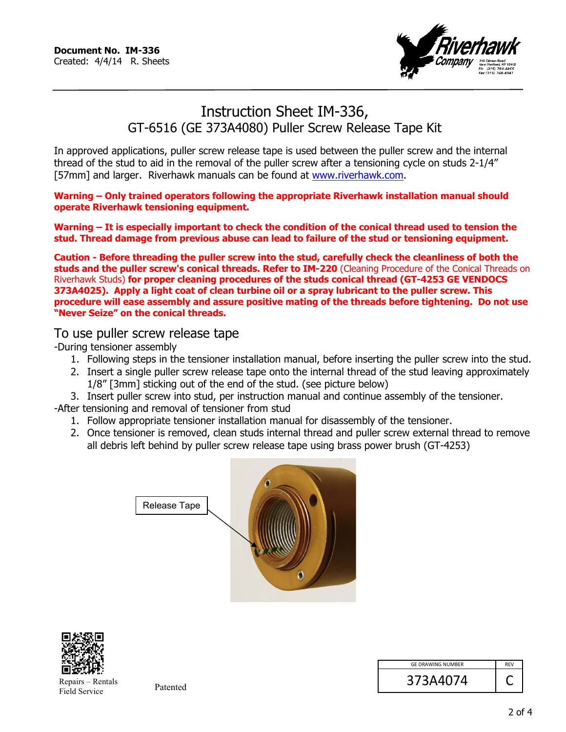**Document No. IM-336**
Created: 4/4/14 R. Sheets

# Instruction Sheet IM-336, GT-6516 (GE 373A4080) Puller Screw Release Tape Kit

In approved applications, puller screw release tape is used between the puller screw and the internal thread of the stud to aid in the removal of the puller screw after a tensioning cycle on studs 2-1/4" [57mm] and larger. Riverhawk manuals can be found at www.riverhawk.com.

**Warning – Only trained operators following the appropriate Riverhawk installation manual should operate Riverhawk tensioning equipment.**

**Warning – It is especially important to check the condition of the conical thread used to tension the stud. Thread damage from previous abuse can lead to failure of the stud or tensioning equipment.**

**Caution - Before threading the puller screw into the stud, carefully check the cleanliness of both the studs and the puller screw's conical threads. Refer to IM-220** (Cleaning Procedure of the Conical Threads on Riverhawk Studs) **for proper cleaning procedures of the studs conical thread (GT-4253 GE VENDOCS 373A4025). Apply a light coat of clean turbine oil or a spray lubricant to the puller screw. This procedure will ease assembly and assure positive mating of the threads before tightening. Do not use "Never Seize" on the conical threads.**

## To use puller screw release tape

-During tensioner assembly

1. Following steps in the tensioner installation manual, before inserting the puller screw into the stud.
2. Insert a single puller screw release tape onto the internal thread of the stud leaving approximately 1/8" [3mm] sticking out of the end of the stud. (see picture below)
3. Insert puller screw into stud, per instruction manual and continue assembly of the tensioner.

-After tensioning and removal of tensioner from stud

1. Follow appropriate tensioner installation manual for disassembly of the tensioner.
2. Once tensioner is removed, clean studs internal thread and puller screw external thread to remove all debris left behind by puller screw release tape using brass power brush (GT-4253)

Release Tape

Repairs – Rentals
Field Service

Patented

| GE DRAWING NUMBER | REV |
|---|---|
| 373A4074 | C |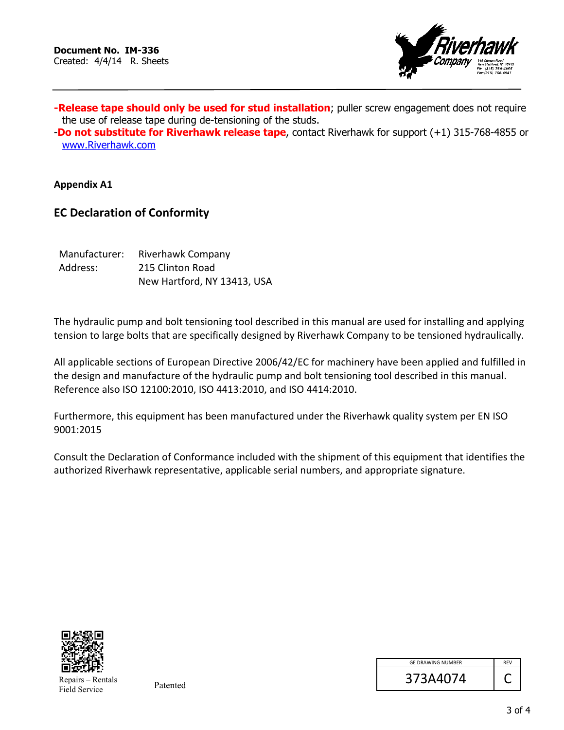**Document No. IM-336**
Created: 4/4/14 R. Sheets

-**Release tape should only be used for stud installation**; puller screw engagement does not require the use of release tape during de-tensioning of the studs.

-**Do not substitute for Riverhawk release tape**, contact Riverhawk for support (+1) 315-768-4855 or [www.Riverhawk.com](http://www.Riverhawk.com)

**Appendix A1**

## EC Declaration of Conformity

Manufacturer: Riverhawk Company
Address: 215 Clinton Road
New Hartford, NY 13413, USA

The hydraulic pump and bolt tensioning tool described in this manual are used for installing and applying tension to large bolts that are specifically designed by Riverhawk Company to be tensioned hydraulically.

All applicable sections of European Directive 2006/42/EC for machinery have been applied and fulfilled in the design and manufacture of the hydraulic pump and bolt tensioning tool described in this manual. Reference also ISO 12100:2010, ISO 4413:2010, and ISO 4414:2010.

Furthermore, this equipment has been manufactured under the Riverhawk quality system per EN ISO 9001:2015

Consult the Declaration of Conformance included with the shipment of this equipment that identifies the authorized Riverhawk representative, applicable serial numbers, and appropriate signature.

Repairs – Rentals
Field Service

Patented

| GE DRAWING NUMBER | REV |
|---|---|
| 373A4074 | C |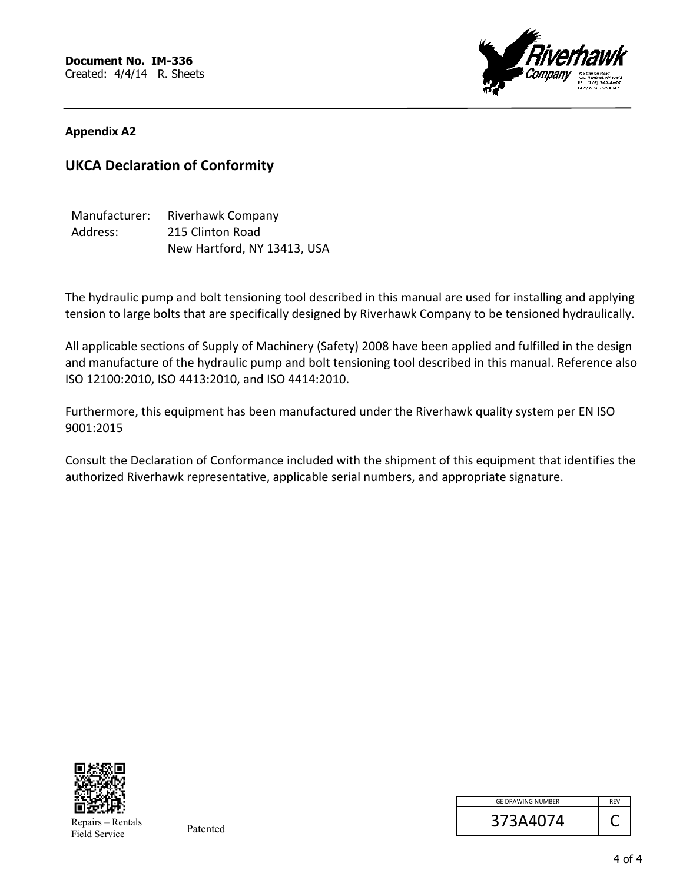**Document No. IM-336**
Created: 4/4/14 R. Sheets

**Appendix A2**

## UKCA Declaration of Conformity

| | |
|---|---|
| Manufacturer: | Riverhawk Company |
| Address: | 215 Clinton Road |
| | New Hartford, NY 13413, USA |

The hydraulic pump and bolt tensioning tool described in this manual are used for installing and applying tension to large bolts that are specifically designed by Riverhawk Company to be tensioned hydraulically.

All applicable sections of Supply of Machinery (Safety) 2008 have been applied and fulfilled in the design and manufacture of the hydraulic pump and bolt tensioning tool described in this manual. Reference also ISO 12100:2010, ISO 4413:2010, and ISO 4414:2010.

Furthermore, this equipment has been manufactured under the Riverhawk quality system per EN ISO 9001:2015

Consult the Declaration of Conformance included with the shipment of this equipment that identifies the authorized Riverhawk representative, applicable serial numbers, and appropriate signature.

Repairs – Rentals
Field Service

Patented

| GE DRAWING NUMBER | REV |
|---|---|
| 373A4074 | C |